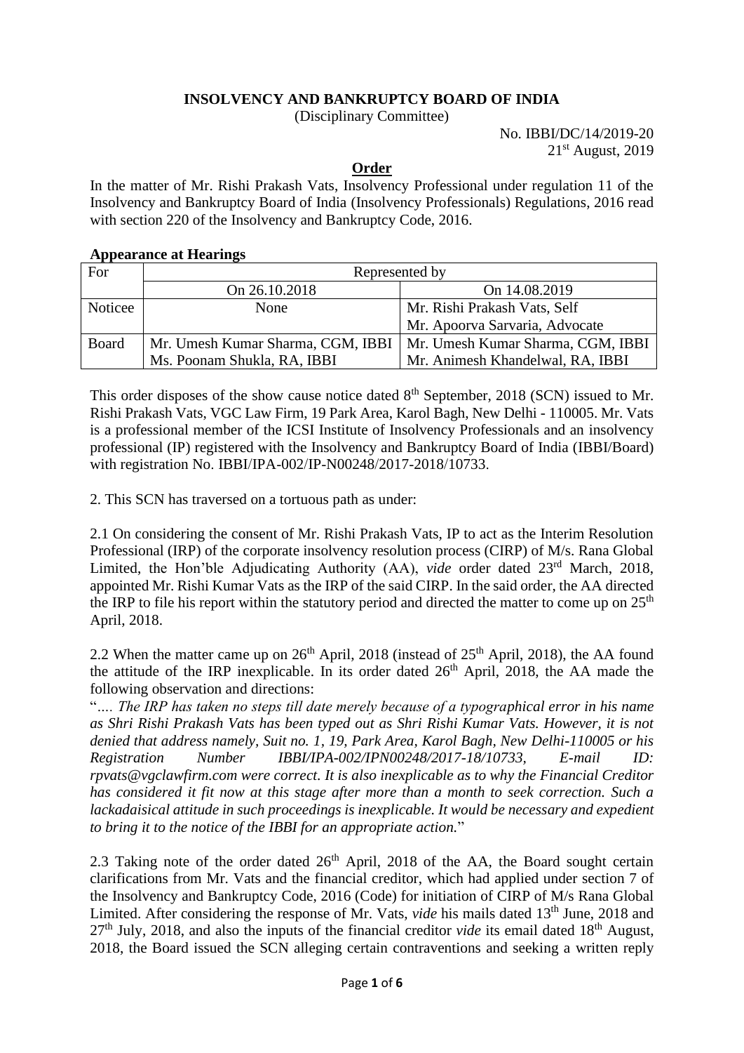**INSOLVENCY AND BANKRUPTCY BOARD OF INDIA**

(Disciplinary Committee)

No. IBBI/DC/14/2019-20

21st August, 2019

**Order**

In the matter of Mr. Rishi Prakash Vats, Insolvency Professional under regulation 11 of the Insolvency and Bankruptcy Board of India (Insolvency Professionals) Regulations, 2016 read with section 220 of the Insolvency and Bankruptcy Code, 2016.

**Appearance at Hearings**

| For | Represented by | |
|---|---|---|
| | On 26.10.2018 | On 14.08.2019 |
| Noticee | None | Mr. Rishi Prakash Vats, Self<br>Mr. Apoorva Sarvaria, Advocate |
| Board | Mr. Umesh Kumar Sharma, CGM, IBBI<br>Ms. Poonam Shukla, RA, IBBI | Mr. Umesh Kumar Sharma, CGM, IBBI<br>Mr. Animesh Khandelwal, RA, IBBI |

This order disposes of the show cause notice dated 8th September, 2018 (SCN) issued to Mr. Rishi Prakash Vats, VGC Law Firm, 19 Park Area, Karol Bagh, New Delhi - 110005. Mr. Vats is a professional member of the ICSI Institute of Insolvency Professionals and an insolvency professional (IP) registered with the Insolvency and Bankruptcy Board of India (IBBI/Board) with registration No. IBBI/IPA-002/IP-N00248/2017-2018/10733.

2. This SCN has traversed on a tortuous path as under:

2.1 On considering the consent of Mr. Rishi Prakash Vats, IP to act as the Interim Resolution Professional (IRP) of the corporate insolvency resolution process (CIRP) of M/s. Rana Global Limited, the Hon'ble Adjudicating Authority (AA), *vide* order dated 23rd March, 2018, appointed Mr. Rishi Kumar Vats as the IRP of the said CIRP. In the said order, the AA directed the IRP to file his report within the statutory period and directed the matter to come up on 25th April, 2018.

2.2 When the matter came up on 26th April, 2018 (instead of 25th April, 2018), the AA found the attitude of the IRP inexplicable. In its order dated 26th April, 2018, the AA made the following observation and directions:

"*…. The IRP has taken no steps till date merely because of a typographical error in his name as Shri Rishi Prakash Vats has been typed out as Shri Rishi Kumar Vats. However, it is not denied that address namely, Suit no. 1, 19, Park Area, Karol Bagh, New Delhi-110005 or his Registration Number IBBI/IPA-002/IPN00248/2017-18/10733, E-mail ID: rpvats@vgclawfirm.com were correct. It is also inexplicable as to why the Financial Creditor has considered it fit now at this stage after more than a month to seek correction. Such a lackadaisical attitude in such proceedings is inexplicable. It would be necessary and expedient to bring it to the notice of the IBBI for an appropriate action.*"

2.3 Taking note of the order dated 26th April, 2018 of the AA, the Board sought certain clarifications from Mr. Vats and the financial creditor, which had applied under section 7 of the Insolvency and Bankruptcy Code, 2016 (Code) for initiation of CIRP of M/s Rana Global Limited. After considering the response of Mr. Vats, *vide* his mails dated 13th June, 2018 and 27th July, 2018, and also the inputs of the financial creditor *vide* its email dated 18th August, 2018, the Board issued the SCN alleging certain contraventions and seeking a written reply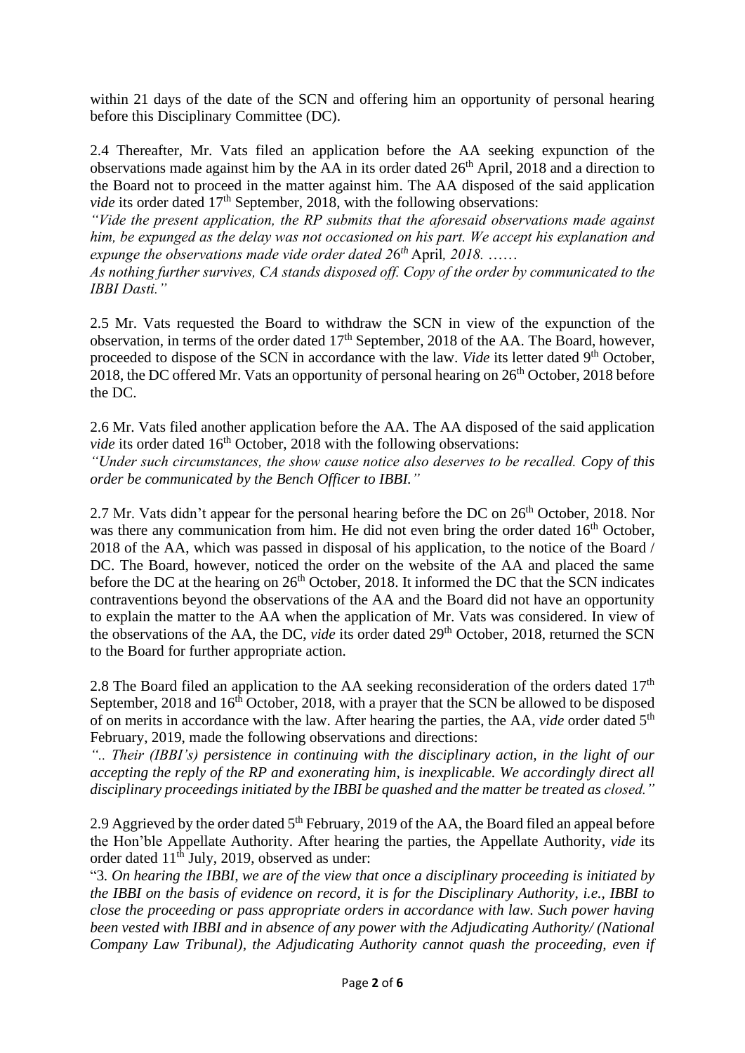within 21 days of the date of the SCN and offering him an opportunity of personal hearing before this Disciplinary Committee (DC).

2.4 Thereafter, Mr. Vats filed an application before the AA seeking expunction of the observations made against him by the AA in its order dated 26th April, 2018 and a direction to the Board not to proceed in the matter against him. The AA disposed of the said application *vide* its order dated 17th September, 2018, with the following observations:

*"Vide the present application, the RP submits that the aforesaid observations made against him, be expunged as the delay was not occasioned on his part. We accept his explanation and expunge the observations made vide order dated 26th April, 2018. ……*

*As nothing further survives, CA stands disposed off. Copy of the order by communicated to the IBBI Dasti."*

2.5 Mr. Vats requested the Board to withdraw the SCN in view of the expunction of the observation, in terms of the order dated 17th September, 2018 of the AA. The Board, however, proceeded to dispose of the SCN in accordance with the law. *Vide* its letter dated 9th October, 2018, the DC offered Mr. Vats an opportunity of personal hearing on 26th October, 2018 before the DC.

2.6 Mr. Vats filed another application before the AA. The AA disposed of the said application *vide* its order dated 16th October, 2018 with the following observations:

*"Under such circumstances, the show cause notice also deserves to be recalled. Copy of this order be communicated by the Bench Officer to IBBI."*

2.7 Mr. Vats didn't appear for the personal hearing before the DC on 26th October, 2018. Nor was there any communication from him. He did not even bring the order dated 16th October, 2018 of the AA, which was passed in disposal of his application, to the notice of the Board / DC. The Board, however, noticed the order on the website of the AA and placed the same before the DC at the hearing on 26th October, 2018. It informed the DC that the SCN indicates contraventions beyond the observations of the AA and the Board did not have an opportunity to explain the matter to the AA when the application of Mr. Vats was considered. In view of the observations of the AA, the DC, *vide* its order dated 29th October, 2018, returned the SCN to the Board for further appropriate action.

2.8 The Board filed an application to the AA seeking reconsideration of the orders dated 17th September, 2018 and 16th October, 2018, with a prayer that the SCN be allowed to be disposed of on merits in accordance with the law. After hearing the parties, the AA, *vide* order dated 5th February, 2019, made the following observations and directions:

*".. Their (IBBI's) persistence in continuing with the disciplinary action, in the light of our accepting the reply of the RP and exonerating him, is inexplicable. We accordingly direct all disciplinary proceedings initiated by the IBBI be quashed and the matter be treated as closed."*

2.9 Aggrieved by the order dated 5th February, 2019 of the AA, the Board filed an appeal before the Hon'ble Appellate Authority. After hearing the parties, the Appellate Authority, *vide* its order dated 11th July, 2019, observed as under:

"3. *On hearing the IBBI, we are of the view that once a disciplinary proceeding is initiated by the IBBI on the basis of evidence on record, it is for the Disciplinary Authority, i.e., IBBI to close the proceeding or pass appropriate orders in accordance with law. Such power having been vested with IBBI and in absence of any power with the Adjudicating Authority/ (National Company Law Tribunal), the Adjudicating Authority cannot quash the proceeding, even if*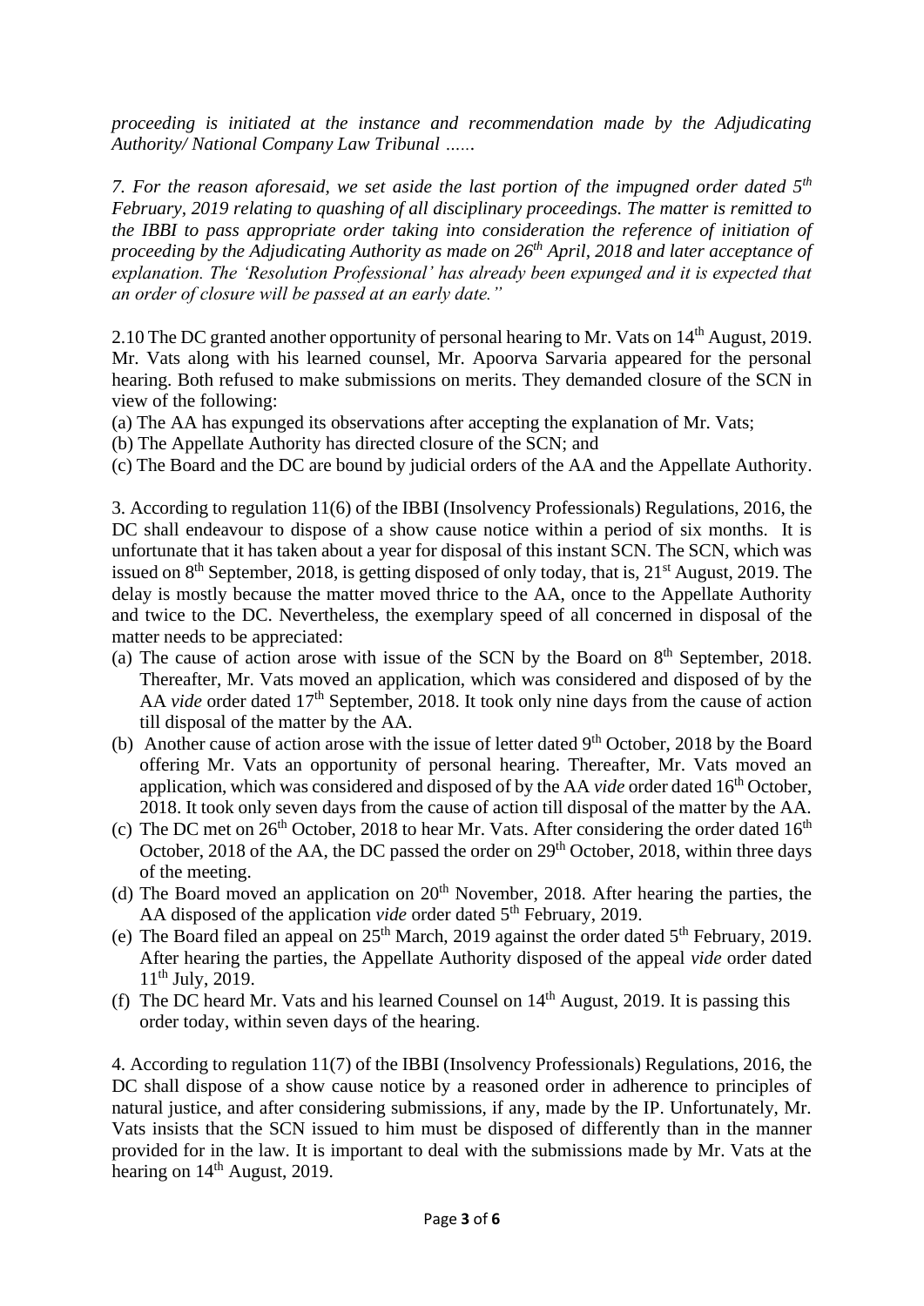*proceeding is initiated at the instance and recommendation made by the Adjudicating Authority/ National Company Law Tribunal ……*

*7. For the reason aforesaid, we set aside the last portion of the impugned order dated 5th February, 2019 relating to quashing of all disciplinary proceedings. The matter is remitted to the IBBI to pass appropriate order taking into consideration the reference of initiation of proceeding by the Adjudicating Authority as made on 26th April, 2018 and later acceptance of explanation. The 'Resolution Professional' has already been expunged and it is expected that an order of closure will be passed at an early date."*

2.10 The DC granted another opportunity of personal hearing to Mr. Vats on 14th August, 2019. Mr. Vats along with his learned counsel, Mr. Apoorva Sarvaria appeared for the personal hearing. Both refused to make submissions on merits. They demanded closure of the SCN in view of the following:

(a) The AA has expunged its observations after accepting the explanation of Mr. Vats;
(b) The Appellate Authority has directed closure of the SCN; and
(c) The Board and the DC are bound by judicial orders of the AA and the Appellate Authority.

3. According to regulation 11(6) of the IBBI (Insolvency Professionals) Regulations, 2016, the DC shall endeavour to dispose of a show cause notice within a period of six months. It is unfortunate that it has taken about a year for disposal of this instant SCN. The SCN, which was issued on 8th September, 2018, is getting disposed of only today, that is, 21st August, 2019. The delay is mostly because the matter moved thrice to the AA, once to the Appellate Authority and twice to the DC. Nevertheless, the exemplary speed of all concerned in disposal of the matter needs to be appreciated:

(a) The cause of action arose with issue of the SCN by the Board on 8th September, 2018. Thereafter, Mr. Vats moved an application, which was considered and disposed of by the AA *vide* order dated 17th September, 2018. It took only nine days from the cause of action till disposal of the matter by the AA.
(b) Another cause of action arose with the issue of letter dated 9th October, 2018 by the Board offering Mr. Vats an opportunity of personal hearing. Thereafter, Mr. Vats moved an application, which was considered and disposed of by the AA *vide* order dated 16th October, 2018. It took only seven days from the cause of action till disposal of the matter by the AA.
(c) The DC met on 26th October, 2018 to hear Mr. Vats. After considering the order dated 16th October, 2018 of the AA, the DC passed the order on 29th October, 2018, within three days of the meeting.
(d) The Board moved an application on 20th November, 2018. After hearing the parties, the AA disposed of the application *vide* order dated 5th February, 2019.
(e) The Board filed an appeal on 25th March, 2019 against the order dated 5th February, 2019. After hearing the parties, the Appellate Authority disposed of the appeal *vide* order dated 11th July, 2019.
(f) The DC heard Mr. Vats and his learned Counsel on 14th August, 2019. It is passing this order today, within seven days of the hearing.

4. According to regulation 11(7) of the IBBI (Insolvency Professionals) Regulations, 2016, the DC shall dispose of a show cause notice by a reasoned order in adherence to principles of natural justice, and after considering submissions, if any, made by the IP. Unfortunately, Mr. Vats insists that the SCN issued to him must be disposed of differently than in the manner provided for in the law. It is important to deal with the submissions made by Mr. Vats at the hearing on 14th August, 2019.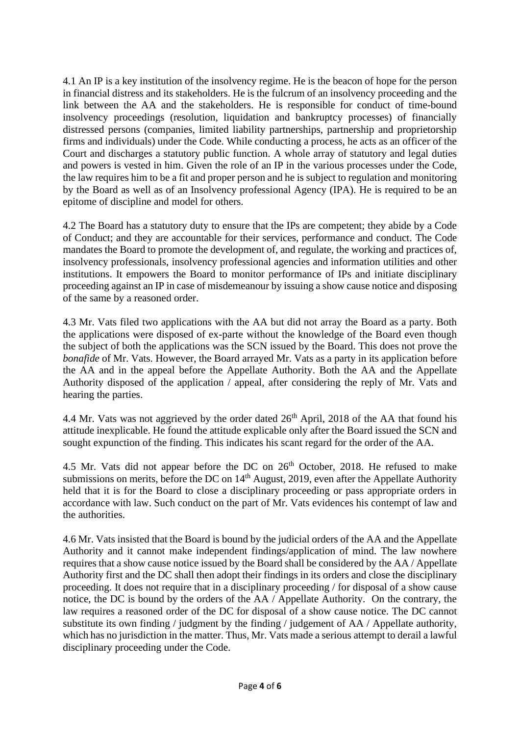4.1 An IP is a key institution of the insolvency regime. He is the beacon of hope for the person in financial distress and its stakeholders. He is the fulcrum of an insolvency proceeding and the link between the AA and the stakeholders. He is responsible for conduct of time-bound insolvency proceedings (resolution, liquidation and bankruptcy processes) of financially distressed persons (companies, limited liability partnerships, partnership and proprietorship firms and individuals) under the Code. While conducting a process, he acts as an officer of the Court and discharges a statutory public function. A whole array of statutory and legal duties and powers is vested in him. Given the role of an IP in the various processes under the Code, the law requires him to be a fit and proper person and he is subject to regulation and monitoring by the Board as well as of an Insolvency professional Agency (IPA). He is required to be an epitome of discipline and model for others.

4.2 The Board has a statutory duty to ensure that the IPs are competent; they abide by a Code of Conduct; and they are accountable for their services, performance and conduct. The Code mandates the Board to promote the development of, and regulate, the working and practices of, insolvency professionals, insolvency professional agencies and information utilities and other institutions. It empowers the Board to monitor performance of IPs and initiate disciplinary proceeding against an IP in case of misdemeanour by issuing a show cause notice and disposing of the same by a reasoned order.

4.3 Mr. Vats filed two applications with the AA but did not array the Board as a party. Both the applications were disposed of ex-parte without the knowledge of the Board even though the subject of both the applications was the SCN issued by the Board. This does not prove the *bonafide* of Mr. Vats. However, the Board arrayed Mr. Vats as a party in its application before the AA and in the appeal before the Appellate Authority. Both the AA and the Appellate Authority disposed of the application / appeal, after considering the reply of Mr. Vats and hearing the parties.

4.4 Mr. Vats was not aggrieved by the order dated 26th April, 2018 of the AA that found his attitude inexplicable. He found the attitude explicable only after the Board issued the SCN and sought expunction of the finding. This indicates his scant regard for the order of the AA.

4.5 Mr. Vats did not appear before the DC on 26th October, 2018. He refused to make submissions on merits, before the DC on 14th August, 2019, even after the Appellate Authority held that it is for the Board to close a disciplinary proceeding or pass appropriate orders in accordance with law. Such conduct on the part of Mr. Vats evidences his contempt of law and the authorities.

4.6 Mr. Vats insisted that the Board is bound by the judicial orders of the AA and the Appellate Authority and it cannot make independent findings/application of mind. The law nowhere requires that a show cause notice issued by the Board shall be considered by the AA / Appellate Authority first and the DC shall then adopt their findings in its orders and close the disciplinary proceeding. It does not require that in a disciplinary proceeding / for disposal of a show cause notice, the DC is bound by the orders of the AA / Appellate Authority. On the contrary, the law requires a reasoned order of the DC for disposal of a show cause notice. The DC cannot substitute its own finding / judgment by the finding / judgement of AA / Appellate authority, which has no jurisdiction in the matter. Thus, Mr. Vats made a serious attempt to derail a lawful disciplinary proceeding under the Code.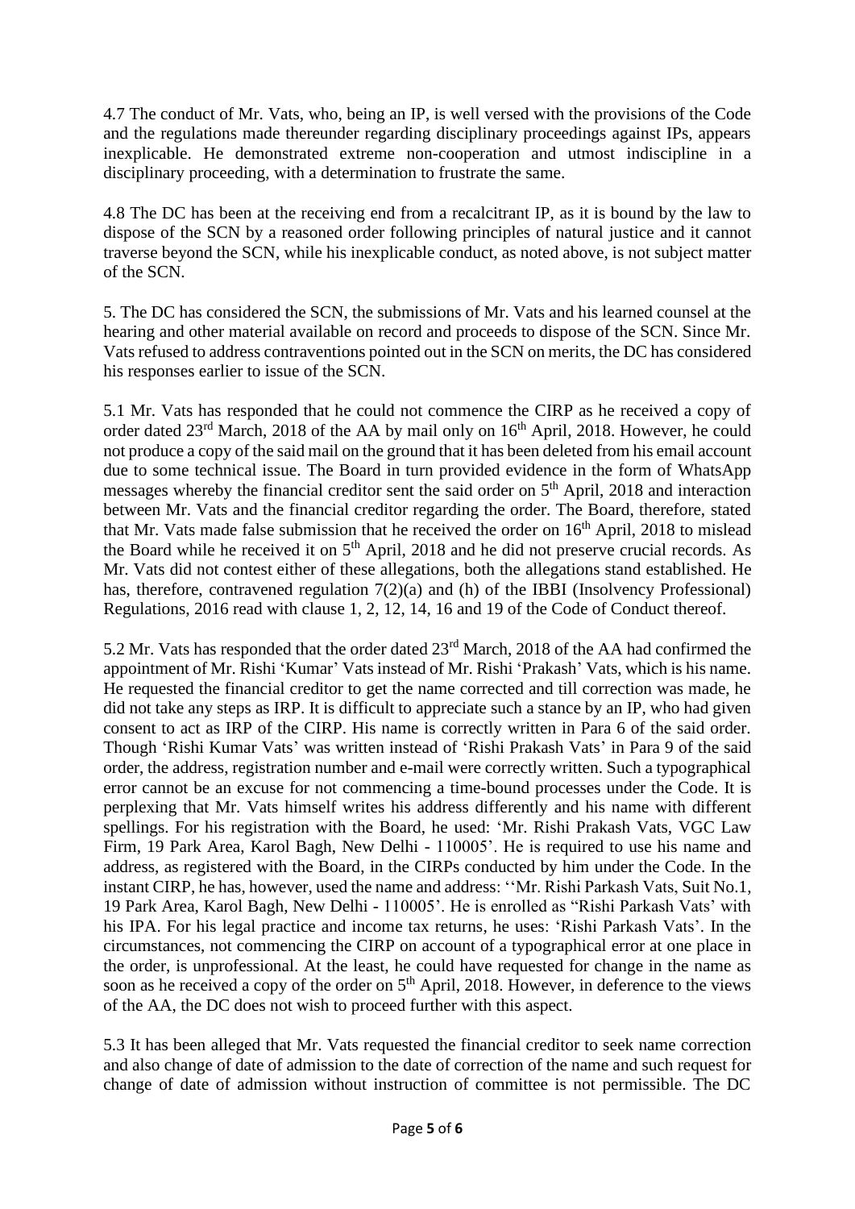4.7 The conduct of Mr. Vats, who, being an IP, is well versed with the provisions of the Code and the regulations made thereunder regarding disciplinary proceedings against IPs, appears inexplicable. He demonstrated extreme non-cooperation and utmost indiscipline in a disciplinary proceeding, with a determination to frustrate the same.

4.8 The DC has been at the receiving end from a recalcitrant IP, as it is bound by the law to dispose of the SCN by a reasoned order following principles of natural justice and it cannot traverse beyond the SCN, while his inexplicable conduct, as noted above, is not subject matter of the SCN.

5. The DC has considered the SCN, the submissions of Mr. Vats and his learned counsel at the hearing and other material available on record and proceeds to dispose of the SCN. Since Mr. Vats refused to address contraventions pointed out in the SCN on merits, the DC has considered his responses earlier to issue of the SCN.

5.1 Mr. Vats has responded that he could not commence the CIRP as he received a copy of order dated 23rd March, 2018 of the AA by mail only on 16th April, 2018. However, he could not produce a copy of the said mail on the ground that it has been deleted from his email account due to some technical issue. The Board in turn provided evidence in the form of WhatsApp messages whereby the financial creditor sent the said order on 5th April, 2018 and interaction between Mr. Vats and the financial creditor regarding the order. The Board, therefore, stated that Mr. Vats made false submission that he received the order on 16th April, 2018 to mislead the Board while he received it on 5th April, 2018 and he did not preserve crucial records. As Mr. Vats did not contest either of these allegations, both the allegations stand established. He has, therefore, contravened regulation 7(2)(a) and (h) of the IBBI (Insolvency Professional) Regulations, 2016 read with clause 1, 2, 12, 14, 16 and 19 of the Code of Conduct thereof.

5.2 Mr. Vats has responded that the order dated 23rd March, 2018 of the AA had confirmed the appointment of Mr. Rishi 'Kumar' Vats instead of Mr. Rishi 'Prakash' Vats, which is his name. He requested the financial creditor to get the name corrected and till correction was made, he did not take any steps as IRP. It is difficult to appreciate such a stance by an IP, who had given consent to act as IRP of the CIRP. His name is correctly written in Para 6 of the said order. Though 'Rishi Kumar Vats' was written instead of 'Rishi Prakash Vats' in Para 9 of the said order, the address, registration number and e-mail were correctly written. Such a typographical error cannot be an excuse for not commencing a time-bound processes under the Code. It is perplexing that Mr. Vats himself writes his address differently and his name with different spellings. For his registration with the Board, he used: 'Mr. Rishi Prakash Vats, VGC Law Firm, 19 Park Area, Karol Bagh, New Delhi - 110005'. He is required to use his name and address, as registered with the Board, in the CIRPs conducted by him under the Code. In the instant CIRP, he has, however, used the name and address: ''Mr. Rishi Parkash Vats, Suit No.1, 19 Park Area, Karol Bagh, New Delhi - 110005'. He is enrolled as "Rishi Parkash Vats' with his IPA. For his legal practice and income tax returns, he uses: 'Rishi Parkash Vats'. In the circumstances, not commencing the CIRP on account of a typographical error at one place in the order, is unprofessional. At the least, he could have requested for change in the name as soon as he received a copy of the order on 5th April, 2018. However, in deference to the views of the AA, the DC does not wish to proceed further with this aspect.

5.3 It has been alleged that Mr. Vats requested the financial creditor to seek name correction and also change of date of admission to the date of correction of the name and such request for change of date of admission without instruction of committee is not permissible. The DC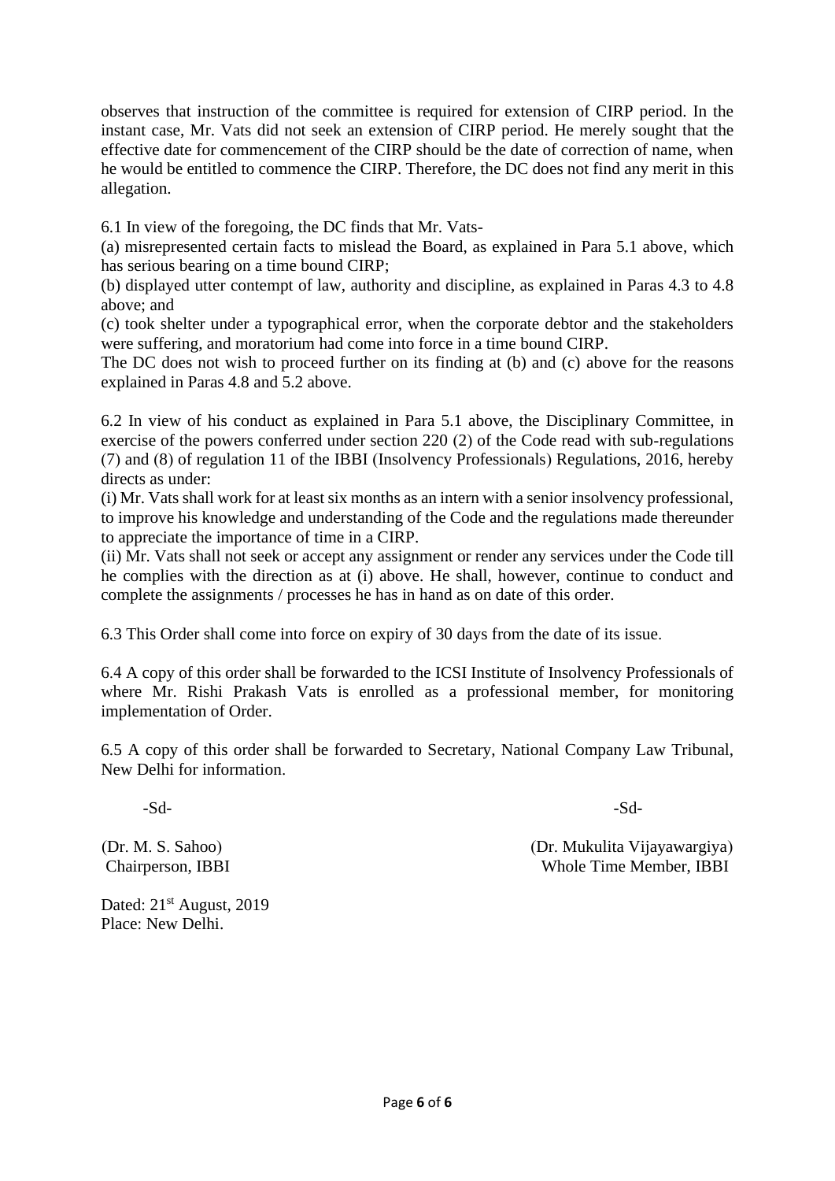observes that instruction of the committee is required for extension of CIRP period. In the instant case, Mr. Vats did not seek an extension of CIRP period. He merely sought that the effective date for commencement of the CIRP should be the date of correction of name, when he would be entitled to commence the CIRP. Therefore, the DC does not find any merit in this allegation.

6.1 In view of the foregoing, the DC finds that Mr. Vats-

(a) misrepresented certain facts to mislead the Board, as explained in Para 5.1 above, which has serious bearing on a time bound CIRP;

(b) displayed utter contempt of law, authority and discipline, as explained in Paras 4.3 to 4.8 above; and

(c) took shelter under a typographical error, when the corporate debtor and the stakeholders were suffering, and moratorium had come into force in a time bound CIRP.

The DC does not wish to proceed further on its finding at (b) and (c) above for the reasons explained in Paras 4.8 and 5.2 above.

6.2 In view of his conduct as explained in Para 5.1 above, the Disciplinary Committee, in exercise of the powers conferred under section 220 (2) of the Code read with sub-regulations (7) and (8) of regulation 11 of the IBBI (Insolvency Professionals) Regulations, 2016, hereby directs as under:

(i) Mr. Vats shall work for at least six months as an intern with a senior insolvency professional, to improve his knowledge and understanding of the Code and the regulations made thereunder to appreciate the importance of time in a CIRP.

(ii) Mr. Vats shall not seek or accept any assignment or render any services under the Code till he complies with the direction as at (i) above. He shall, however, continue to conduct and complete the assignments / processes he has in hand as on date of this order.

6.3 This Order shall come into force on expiry of 30 days from the date of its issue.

6.4 A copy of this order shall be forwarded to the ICSI Institute of Insolvency Professionals of where Mr. Rishi Prakash Vats is enrolled as a professional member, for monitoring implementation of Order.

6.5 A copy of this order shall be forwarded to Secretary, National Company Law Tribunal, New Delhi for information.

-Sd-

(Dr. M. S. Sahoo)
Chairperson, IBBI

-Sd-

(Dr. Mukulita Vijayawargiya)
Whole Time Member, IBBI

Dated: 21st August, 2019
Place: New Delhi.